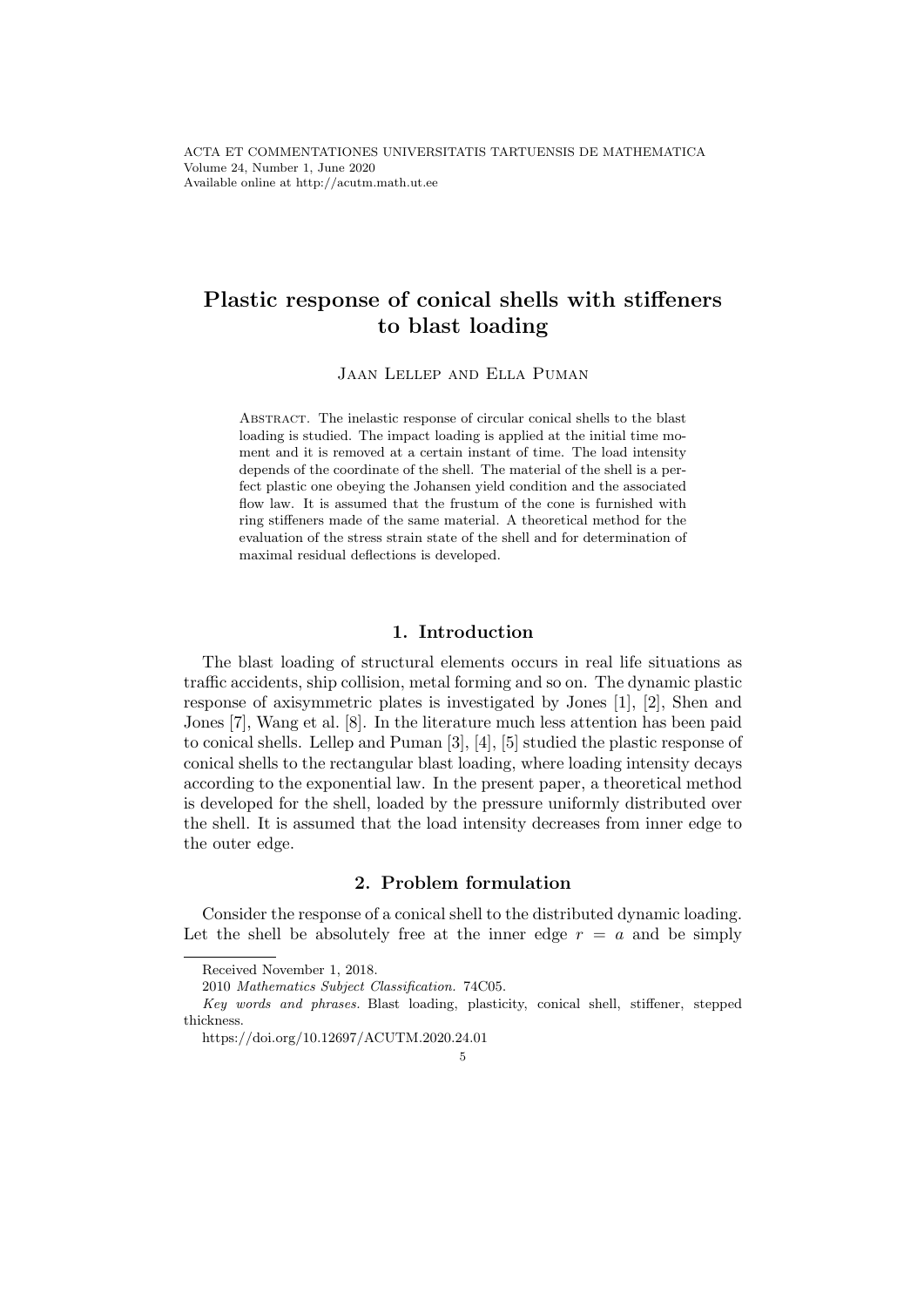# Plastic response of conical shells with stiffeners to blast loading

Jaan Lellep and Ella Puman

Abstract. The inelastic response of circular conical shells to the blast loading is studied. The impact loading is applied at the initial time moment and it is removed at a certain instant of time. The load intensity depends of the coordinate of the shell. The material of the shell is a perfect plastic one obeying the Johansen yield condition and the associated flow law. It is assumed that the frustum of the cone is furnished with ring stiffeners made of the same material. A theoretical method for the evaluation of the stress strain state of the shell and for determination of maximal residual deflections is developed.

## 1. Introduction

The blast loading of structural elements occurs in real life situations as traffic accidents, ship collision, metal forming and so on. The dynamic plastic response of axisymmetric plates is investigated by Jones [1], [2], Shen and Jones [7], Wang et al. [8]. In the literature much less attention has been paid to conical shells. Lellep and Puman [3], [4], [5] studied the plastic response of conical shells to the rectangular blast loading, where loading intensity decays according to the exponential law. In the present paper, a theoretical method is developed for the shell, loaded by the pressure uniformly distributed over the shell. It is assumed that the load intensity decreases from inner edge to the outer edge.

## 2. Problem formulation

Consider the response of a conical shell to the distributed dynamic loading. Let the shell be absolutely free at the inner edge $r = a$ and be simply

---

Received November 1, 2018.

2010 *Mathematics Subject Classification.* 74C05.

*Key words and phrases.* Blast loading, plasticity, conical shell, stiffener, stepped thickness.

https://doi.org/10.12697/ACUTM.2020.24.01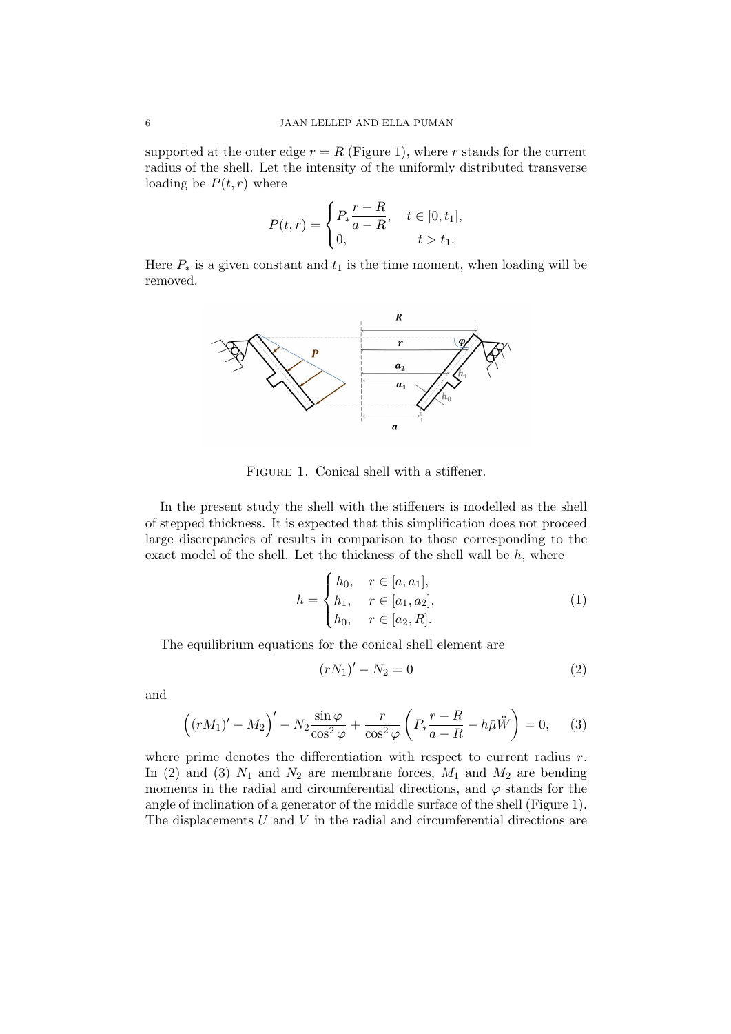supported at the outer edge $r = R$ (Figure 1), where $r$ stands for the current radius of the shell. Let the intensity of the uniformly distributed transverse loading be $P(t, r)$ where

$$P(t,r) = \begin{cases} P_* \dfrac{r-R}{a-R}, & t \in [0, t_1], \\ 0, & t > t_1. \end{cases}$$

Here $P_*$ is a given constant and $t_1$ is the time moment, when loading will be removed.

Figure 1. Conical shell with a stiffener.

In the present study the shell with the stiffeners is modelled as the shell of stepped thickness. It is expected that this simplification does not proceed large discrepancies of results in comparison to those corresponding to the exact model of the shell. Let the thickness of the shell wall be $h$, where

$$h = \begin{cases} h_0, & r \in [a, a_1], \\ h_1, & r \in [a_1, a_2], \\ h_0, & r \in [a_2, R]. \end{cases} \tag{1}$$

The equilibrium equations for the conical shell element are

$$(rN_1)' - N_2 = 0 \tag{2}$$

and

$$\Big((rM_1)' - M_2\Big)' - N_2 \frac{\sin\varphi}{\cos^2\varphi} + \frac{r}{\cos^2\varphi}\left(P_* \frac{r-R}{a-R} - h\bar{\mu}\ddot{W}\right) = 0, \tag{3}$$

where prime denotes the differentiation with respect to current radius $r$. In (2) and (3) $N_1$ and $N_2$ are membrane forces, $M_1$ and $M_2$ are bending moments in the radial and circumferential directions, and $\varphi$ stands for the angle of inclination of a generator of the middle surface of the shell (Figure 1). The displacements $U$ and $V$ in the radial and circumferential directions are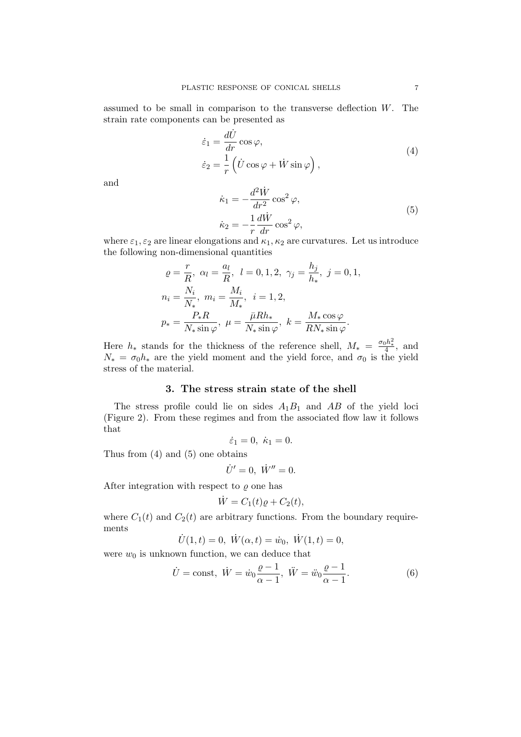assumed to be small in comparison to the transverse deflection $W$. The strain rate components can be presented as

$$
\begin{aligned}
\dot{\varepsilon}_1 &= \frac{d\dot{U}}{dr}\cos\varphi, \\
\dot{\varepsilon}_2 &= \frac{1}{r}\left(\dot{U}\cos\varphi + \dot{W}\sin\varphi\right),
\end{aligned}
\tag{4}
$$

and

$$
\begin{aligned}
\dot{\kappa}_1 &= -\frac{d^2\dot{W}}{dr^2}\cos^2\varphi, \\
\dot{\kappa}_2 &= -\frac{1}{r}\frac{d\dot{W}}{dr}\cos^2\varphi,
\end{aligned}
\tag{5}
$$

where $\varepsilon_1, \varepsilon_2$ are linear elongations and $\kappa_1, \kappa_2$ are curvatures. Let us introduce the following non-dimensional quantities

$$
\begin{aligned}
&\varrho = \frac{r}{R},\ \alpha_l = \frac{a_l}{R},\ \ l = 0,1,2,\ \gamma_j = \frac{h_j}{h_*},\ j = 0,1, \\
&n_i = \frac{N_i}{N_*},\ m_i = \frac{M_i}{M_*},\ \ i = 1,2, \\
&p_* = \frac{P_* R}{N_* \sin\varphi},\ \mu = \frac{\bar{\mu} R h_*}{N_* \sin\varphi},\ k = \frac{M_* \cos\varphi}{R N_* \sin\varphi}.
\end{aligned}
$$

Here $h_*$ stands for the thickness of the reference shell, $M_* = \frac{\sigma_0 h_*^2}{4}$, and $N_* = \sigma_0 h_*$ are the yield moment and the yield force, and $\sigma_0$ is the yield stress of the material.

## 3. The stress strain state of the shell

The stress profile could lie on sides $A_1B_1$ and $AB$ of the yield loci (Figure 2). From these regimes and from the associated flow law it follows that

$$
\dot{\varepsilon}_1 = 0,\ \dot{\kappa}_1 = 0.
$$

Thus from (4) and (5) one obtains

$$
\dot{U}' = 0,\ \dot{W}'' = 0.
$$

After integration with respect to $\varrho$ one has

$$
\dot{W} = C_1(t)\varrho + C_2(t),
$$

where $C_1(t)$ and $C_2(t)$ are arbitrary functions. From the boundary requirements

$$
\dot{U}(1,t) = 0,\ \dot{W}(\alpha,t) = \dot{w}_0,\ \dot{W}(1,t) = 0,
$$

were $w_0$ is unknown function, we can deduce that

$$
\dot{U} = \text{const},\ \dot{W} = \dot{w}_0 \frac{\varrho - 1}{\alpha - 1},\ \ddot{W} = \ddot{w}_0 \frac{\varrho - 1}{\alpha - 1}.
\tag{6}
$$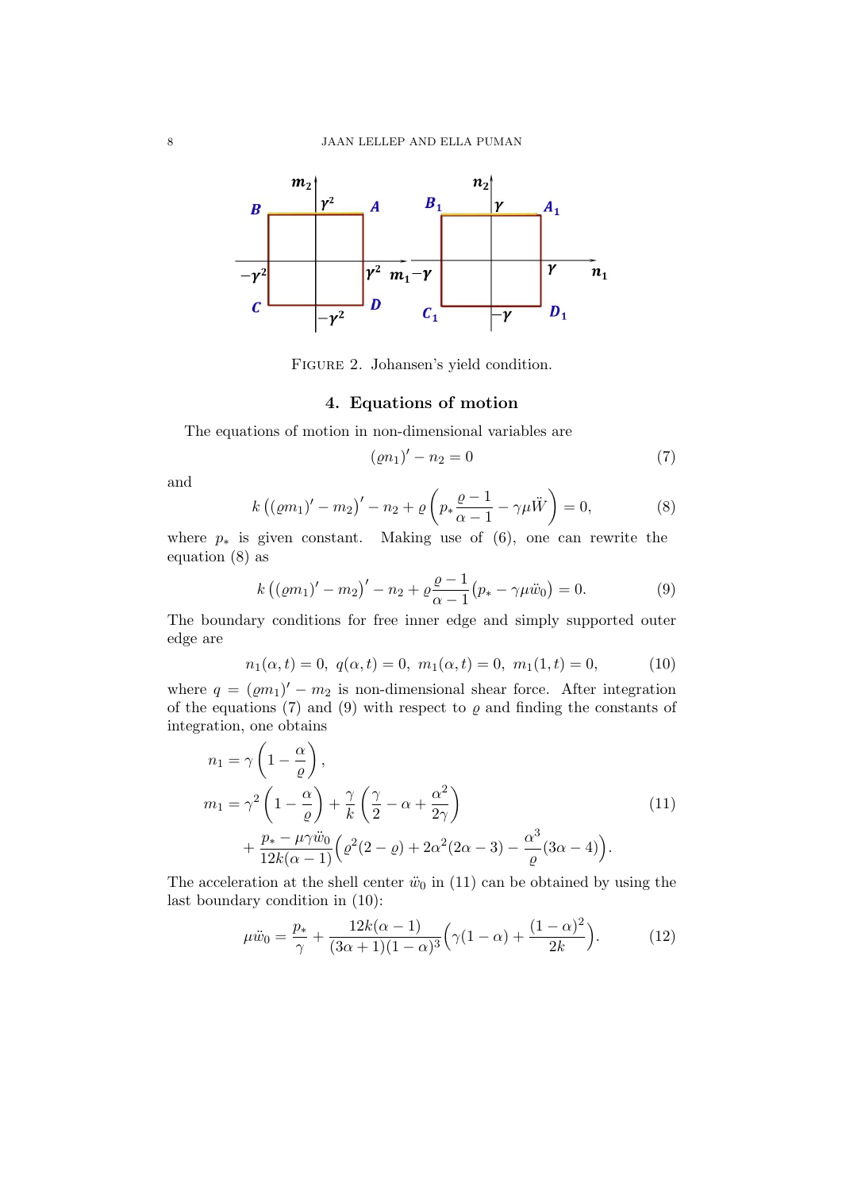Figure 2. Johansen's yield condition.

## 4. Equations of motion

The equations of motion in non-dimensional variables are

$$(\varrho n_1)' - n_2 = 0 \tag{7}$$

and

$$k\left((\varrho m_1)' - m_2\right)' - n_2 + \varrho\left(p_* \frac{\varrho - 1}{\alpha - 1} - \gamma\mu\ddot{W}\right) = 0, \tag{8}$$

where $p_*$ is given constant. Making use of (6), one can rewrite the equation (8) as

$$k\left((\varrho m_1)' - m_2\right)' - n_2 + \varrho\frac{\varrho - 1}{\alpha - 1}(p_* - \gamma\mu\ddot{w}_0) = 0. \tag{9}$$

The boundary conditions for free inner edge and simply supported outer edge are

$$n_1(\alpha, t) = 0, \; q(\alpha, t) = 0, \; m_1(\alpha, t) = 0, \; m_1(1, t) = 0, \tag{10}$$

where $q = (\varrho m_1)' - m_2$ is non-dimensional shear force. After integration of the equations (7) and (9) with respect to $\varrho$ and finding the constants of integration, one obtains

$$\begin{aligned}
n_1 &= \gamma\left(1 - \frac{\alpha}{\varrho}\right), \\
m_1 &= \gamma^2\left(1 - \frac{\alpha}{\varrho}\right) + \frac{\gamma}{k}\left(\frac{\gamma}{2} - \alpha + \frac{\alpha^2}{2\gamma}\right) \\
&\quad + \frac{p_* - \mu\gamma\ddot{w}_0}{12k(\alpha - 1)}\Big(\varrho^2(2 - \varrho) + 2\alpha^2(2\alpha - 3) - \frac{\alpha^3}{\varrho}(3\alpha - 4)\Big).
\end{aligned} \tag{11}$$

The acceleration at the shell center $\ddot{w}_0$ in (11) can be obtained by using the last boundary condition in (10):

$$\mu\ddot{w}_0 = \frac{p_*}{\gamma} + \frac{12k(\alpha - 1)}{(3\alpha + 1)(1 - \alpha)^3}\Big(\gamma(1 - \alpha) + \frac{(1 - \alpha)^2}{2k}\Big). \tag{12}$$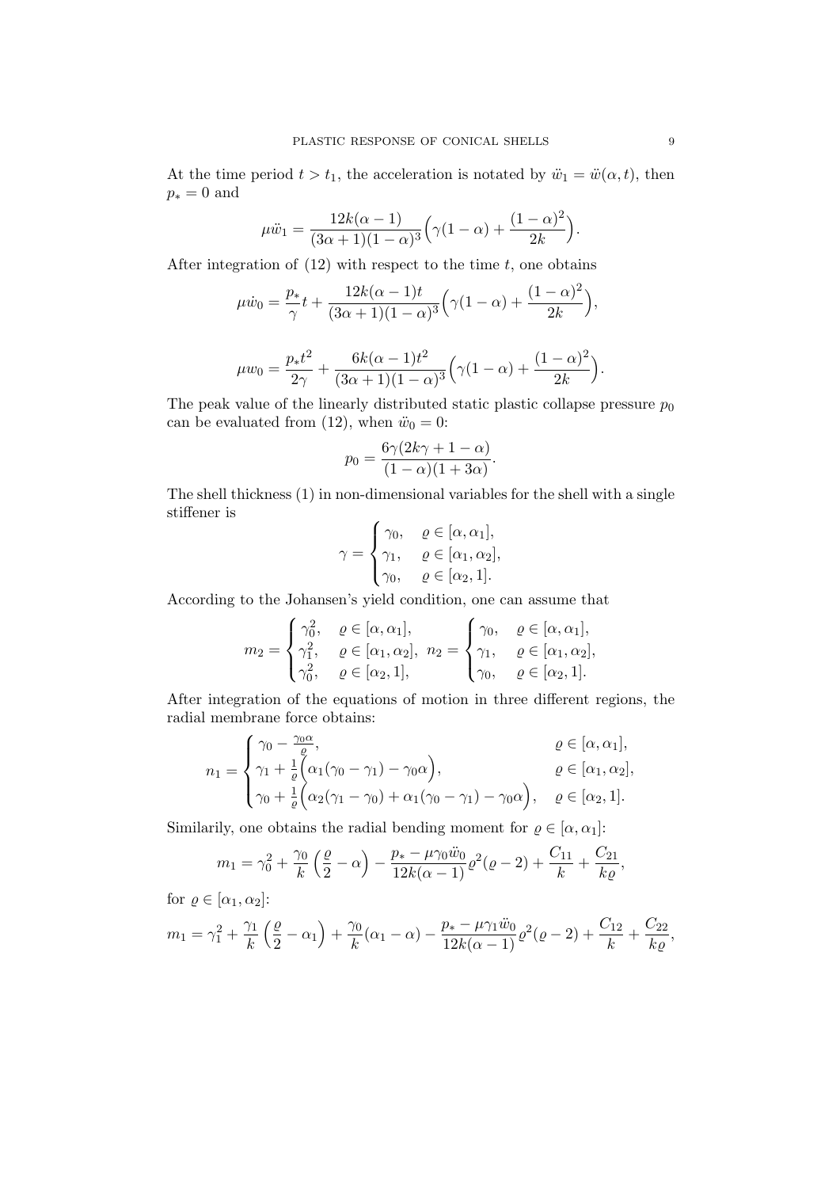At the time period $t > t_1$, the acceleration is notated by $\ddot{w}_1 = \ddot{w}(\alpha, t)$, then $p_* = 0$ and

$$\mu \ddot{w}_1 = \frac{12k(\alpha - 1)}{(3\alpha + 1)(1 - \alpha)^3}\Big(\gamma(1 - \alpha) + \frac{(1 - \alpha)^2}{2k}\Big).$$

After integration of (12) with respect to the time $t$, one obtains

$$\mu \dot{w}_0 = \frac{p_*}{\gamma}t + \frac{12k(\alpha - 1)t}{(3\alpha + 1)(1 - \alpha)^3}\Big(\gamma(1 - \alpha) + \frac{(1 - \alpha)^2}{2k}\Big),$$

$$\mu w_0 = \frac{p_* t^2}{2\gamma} + \frac{6k(\alpha - 1)t^2}{(3\alpha + 1)(1 - \alpha)^3}\Big(\gamma(1 - \alpha) + \frac{(1 - \alpha)^2}{2k}\Big).$$

The peak value of the linearly distributed static plastic collapse pressure $p_0$ can be evaluated from (12), when $\ddot{w}_0 = 0$:

$$p_0 = \frac{6\gamma(2k\gamma + 1 - \alpha)}{(1 - \alpha)(1 + 3\alpha)}.$$

The shell thickness (1) in non-dimensional variables for the shell with a single stiffener is

$$\gamma = \begin{cases} \gamma_0, & \varrho \in [\alpha, \alpha_1], \\ \gamma_1, & \varrho \in [\alpha_1, \alpha_2], \\ \gamma_0, & \varrho \in [\alpha_2, 1]. \end{cases}$$

According to the Johansen's yield condition, one can assume that

$$m_2 = \begin{cases} \gamma_0^2, & \varrho \in [\alpha, \alpha_1], \\ \gamma_1^2, & \varrho \in [\alpha_1, \alpha_2], \\ \gamma_0^2, & \varrho \in [\alpha_2, 1], \end{cases} \quad n_2 = \begin{cases} \gamma_0, & \varrho \in [\alpha, \alpha_1], \\ \gamma_1, & \varrho \in [\alpha_1, \alpha_2], \\ \gamma_0, & \varrho \in [\alpha_2, 1]. \end{cases}$$

After integration of the equations of motion in three different regions, the radial membrane force obtains:

$$n_1 = \begin{cases} \gamma_0 - \frac{\gamma_0 \alpha}{\varrho}, & \varrho \in [\alpha, \alpha_1], \\ \gamma_1 + \frac{1}{\varrho}\Big(\alpha_1(\gamma_0 - \gamma_1) - \gamma_0 \alpha\Big), & \varrho \in [\alpha_1, \alpha_2], \\ \gamma_0 + \frac{1}{\varrho}\Big(\alpha_2(\gamma_1 - \gamma_0) + \alpha_1(\gamma_0 - \gamma_1) - \gamma_0 \alpha\Big), & \varrho \in [\alpha_2, 1]. \end{cases}$$

Similarily, one obtains the radial bending moment for $\varrho \in [\alpha, \alpha_1]$:

$$m_1 = \gamma_0^2 + \frac{\gamma_0}{k}\left(\frac{\varrho}{2} - \alpha\right) - \frac{p_* - \mu\gamma_0 \ddot{w}_0}{12k(\alpha - 1)}\varrho^2(\varrho - 2) + \frac{C_{11}}{k} + \frac{C_{21}}{k\varrho},$$

for $\varrho \in [\alpha_1, \alpha_2]$:

$$m_1 = \gamma_1^2 + \frac{\gamma_1}{k}\left(\frac{\varrho}{2} - \alpha_1\right) + \frac{\gamma_0}{k}(\alpha_1 - \alpha) - \frac{p_* - \mu\gamma_1 \ddot{w}_0}{12k(\alpha - 1)}\varrho^2(\varrho - 2) + \frac{C_{12}}{k} + \frac{C_{22}}{k\varrho},$$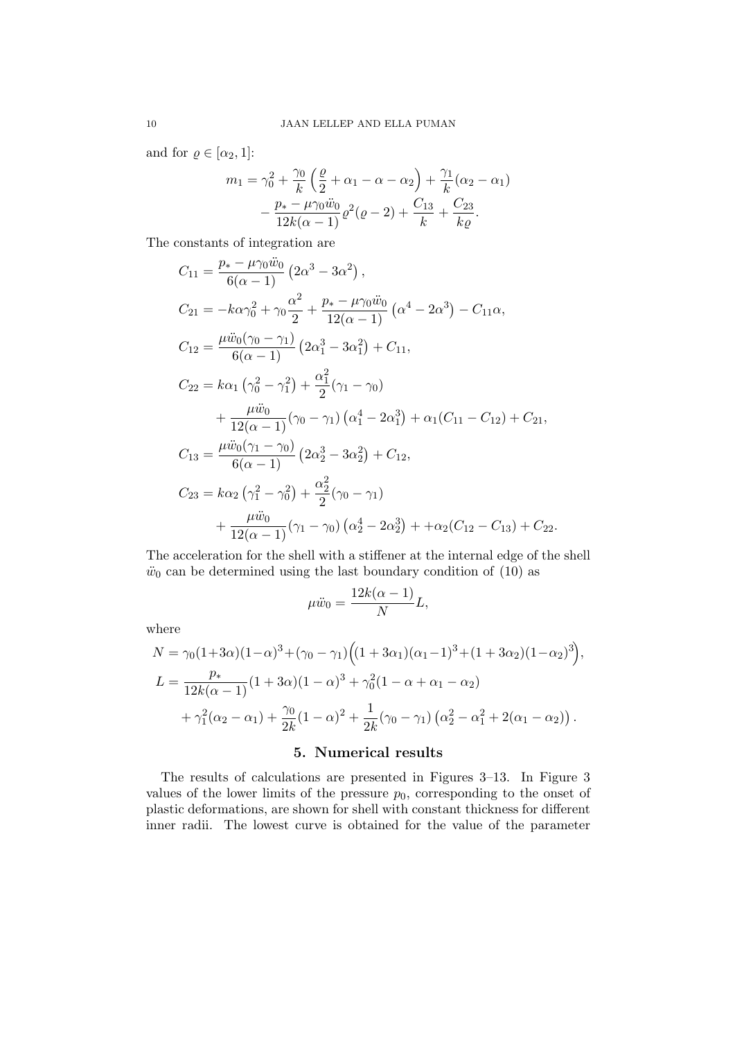and for $\varrho \in [\alpha_2, 1]$:

$$
\begin{aligned}
m_1 = \gamma_0^2 + \frac{\gamma_0}{k}\left(\frac{\varrho}{2} + \alpha_1 - \alpha - \alpha_2\right) + \frac{\gamma_1}{k}(\alpha_2 - \alpha_1) \\
- \frac{p_* - \mu\gamma_0\ddot{w}_0}{12k(\alpha - 1)}\varrho^2(\varrho - 2) + \frac{C_{13}}{k} + \frac{C_{23}}{k\varrho}.
\end{aligned}
$$

The constants of integration are

$$
\begin{aligned}
C_{11} &= \frac{p_* - \mu\gamma_0\ddot{w}_0}{6(\alpha - 1)}\left(2\alpha^3 - 3\alpha^2\right), \\
C_{21} &= -k\alpha\gamma_0^2 + \gamma_0\frac{\alpha^2}{2} + \frac{p_* - \mu\gamma_0\ddot{w}_0}{12(\alpha - 1)}\left(\alpha^4 - 2\alpha^3\right) - C_{11}\alpha, \\
C_{12} &= \frac{\mu\ddot{w}_0(\gamma_0 - \gamma_1)}{6(\alpha - 1)}\left(2\alpha_1^3 - 3\alpha_1^2\right) + C_{11}, \\
C_{22} &= k\alpha_1\left(\gamma_0^2 - \gamma_1^2\right) + \frac{\alpha_1^2}{2}(\gamma_1 - \gamma_0) \\
&\quad + \frac{\mu\ddot{w}_0}{12(\alpha - 1)}(\gamma_0 - \gamma_1)\left(\alpha_1^4 - 2\alpha_1^3\right) + \alpha_1(C_{11} - C_{12}) + C_{21}, \\
C_{13} &= \frac{\mu\ddot{w}_0(\gamma_1 - \gamma_0)}{6(\alpha - 1)}\left(2\alpha_2^3 - 3\alpha_2^2\right) + C_{12}, \\
C_{23} &= k\alpha_2\left(\gamma_1^2 - \gamma_0^2\right) + \frac{\alpha_2^2}{2}(\gamma_0 - \gamma_1) \\
&\quad + \frac{\mu\ddot{w}_0}{12(\alpha - 1)}(\gamma_1 - \gamma_0)\left(\alpha_2^4 - 2\alpha_2^3\right) + +\alpha_2(C_{12} - C_{13}) + C_{22}.
\end{aligned}
$$

The acceleration for the shell with a stiffener at the internal edge of the shell $\ddot{w}_0$ can be determined using the last boundary condition of (10) as

$$
\mu\ddot{w}_0 = \frac{12k(\alpha - 1)}{N}L,
$$

where

$$
\begin{aligned}
N &= \gamma_0(1+3\alpha)(1-\alpha)^3 + (\gamma_0 - \gamma_1)\Big((1 + 3\alpha_1)(\alpha_1 - 1)^3 + (1 + 3\alpha_2)(1 - \alpha_2)^3\Big), \\
L &= \frac{p_*}{12k(\alpha - 1)}(1 + 3\alpha)(1 - \alpha)^3 + \gamma_0^2(1 - \alpha + \alpha_1 - \alpha_2) \\
&\quad + \gamma_1^2(\alpha_2 - \alpha_1) + \frac{\gamma_0}{2k}(1 - \alpha)^2 + \frac{1}{2k}(\gamma_0 - \gamma_1)\left(\alpha_2^2 - \alpha_1^2 + 2(\alpha_1 - \alpha_2)\right).
\end{aligned}
$$

## 5. Numerical results

The results of calculations are presented in Figures 3–13. In Figure 3 values of the lower limits of the pressure $p_0$, corresponding to the onset of plastic deformations, are shown for shell with constant thickness for different inner radii. The lowest curve is obtained for the value of the parameter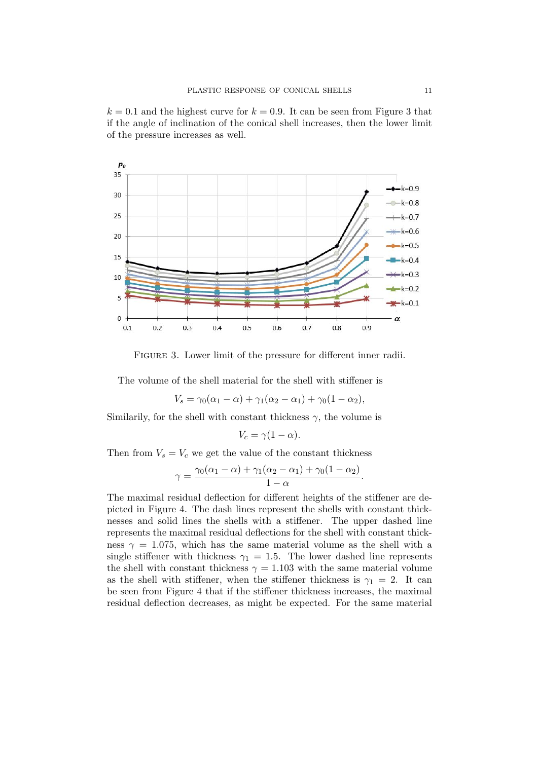$k = 0.1$ and the highest curve for $k = 0.9$. It can be seen from Figure 3 that if the angle of inclination of the conical shell increases, then the lower limit of the pressure increases as well.

FIGURE 3. Lower limit of the pressure for different inner radii.

The volume of the shell material for the shell with stiffener is

$$V_s = \gamma_0(\alpha_1 - \alpha) + \gamma_1(\alpha_2 - \alpha_1) + \gamma_0(1 - \alpha_2),$$

Similarily, for the shell with constant thickness $\gamma$, the volume is

$$V_c = \gamma(1 - \alpha).$$

Then from $V_s = V_c$ we get the value of the constant thickness

$$\gamma = \frac{\gamma_0(\alpha_1 - \alpha) + \gamma_1(\alpha_2 - \alpha_1) + \gamma_0(1 - \alpha_2)}{1 - \alpha}.$$

The maximal residual deflection for different heights of the stiffener are depicted in Figure 4. The dash lines represent the shells with constant thicknesses and solid lines the shells with a stiffener. The upper dashed line represents the maximal residual deflections for the shell with constant thickness $\gamma = 1.075$, which has the same material volume as the shell with a single stiffener with thickness $\gamma_1 = 1.5$. The lower dashed line represents the shell with constant thickness $\gamma = 1.103$ with the same material volume as the shell with stiffener, when the stiffener thickness is $\gamma_1 = 2$. It can be seen from Figure 4 that if the stiffener thickness increases, the maximal residual deflection decreases, as might be expected. For the same material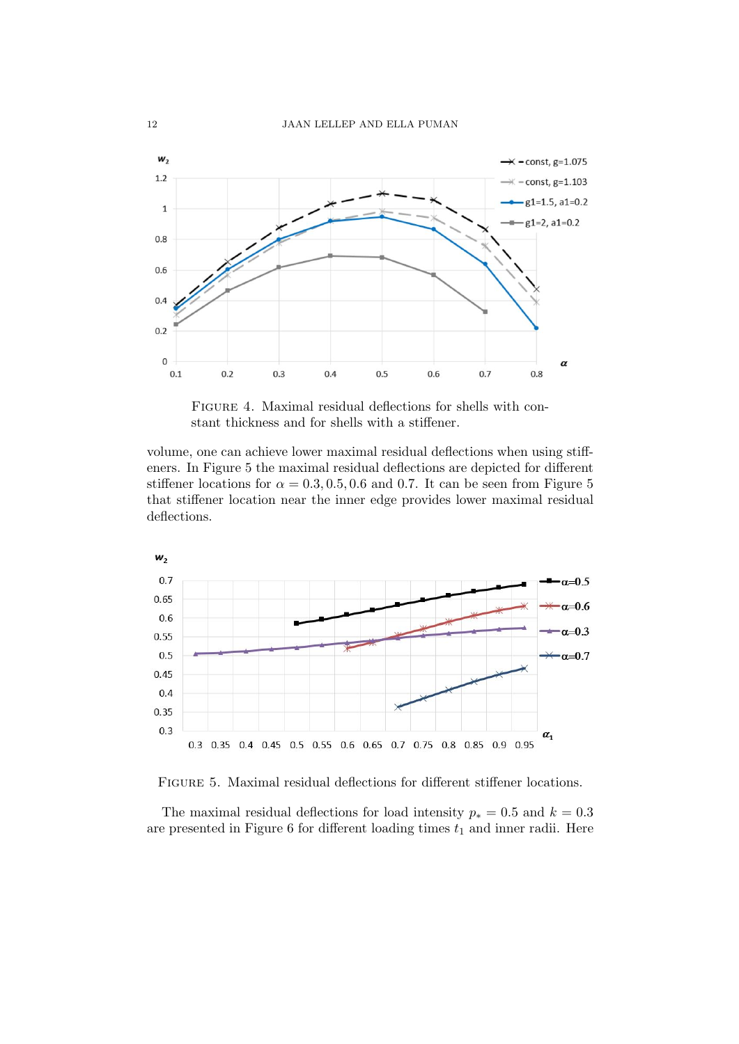FIGURE 4. Maximal residual deflections for shells with constant thickness and for shells with a stiffener.

volume, one can achieve lower maximal residual deflections when using stiffeners. In Figure 5 the maximal residual deflections are depicted for different stiffener locations for $\alpha = 0.3, 0.5, 0.6$ and $0.7$. It can be seen from Figure 5 that stiffener location near the inner edge provides lower maximal residual deflections.

FIGURE 5. Maximal residual deflections for different stiffener locations.

The maximal residual deflections for load intensity $p_* = 0.5$ and $k = 0.3$ are presented in Figure 6 for different loading times $t_1$ and inner radii. Here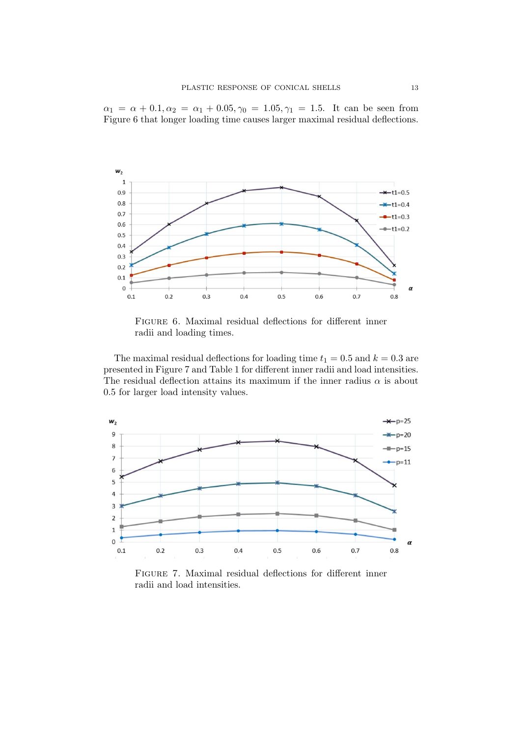$\alpha_1 = \alpha + 0.1, \alpha_2 = \alpha_1 + 0.05, \gamma_0 = 1.05, \gamma_1 = 1.5$. It can be seen from Figure 6 that longer loading time causes larger maximal residual deflections.

FIGURE 6. Maximal residual deflections for different inner radii and loading times.

The maximal residual deflections for loading time $t_1 = 0.5$ and $k = 0.3$ are presented in Figure 7 and Table 1 for different inner radii and load intensities. The residual deflection attains its maximum if the inner radius $\alpha$ is about 0.5 for larger load intensity values.

FIGURE 7. Maximal residual deflections for different inner radii and load intensities.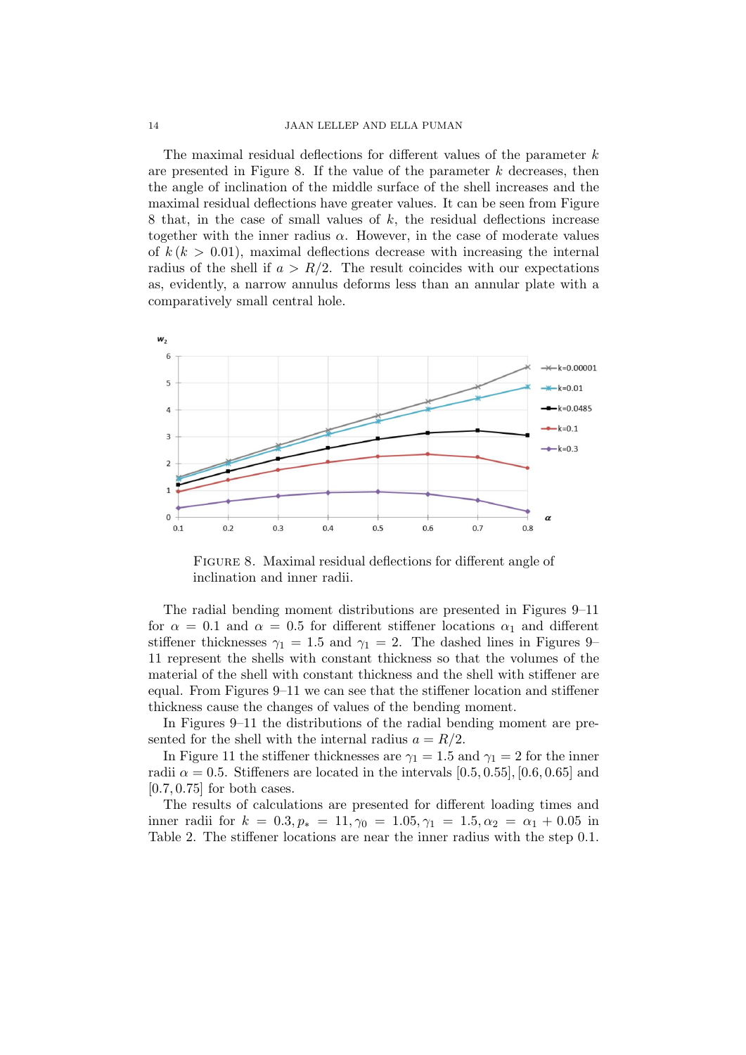The maximal residual deflections for different values of the parameter $k$ are presented in Figure 8. If the value of the parameter $k$ decreases, then the angle of inclination of the middle surface of the shell increases and the maximal residual deflections have greater values. It can be seen from Figure 8 that, in the case of small values of $k$, the residual deflections increase together with the inner radius $\alpha$. However, in the case of moderate values of $k$ $(k > 0.01)$, maximal deflections decrease with increasing the internal radius of the shell if $a > R/2$. The result coincides with our expectations as, evidently, a narrow annulus deforms less than an annular plate with a comparatively small central hole.

FIGURE 8. Maximal residual deflections for different angle of inclination and inner radii.

The radial bending moment distributions are presented in Figures 9–11 for $\alpha = 0.1$ and $\alpha = 0.5$ for different stiffener locations $\alpha_1$ and different stiffener thicknesses $\gamma_1 = 1.5$ and $\gamma_1 = 2$. The dashed lines in Figures 9–11 represent the shells with constant thickness so that the volumes of the material of the shell with constant thickness and the shell with stiffener are equal. From Figures 9–11 we can see that the stiffener location and stiffener thickness cause the changes of values of the bending moment.

In Figures 9–11 the distributions of the radial bending moment are presented for the shell with the internal radius $a = R/2$.

In Figure 11 the stiffener thicknesses are $\gamma_1 = 1.5$ and $\gamma_1 = 2$ for the inner radii $\alpha = 0.5$. Stiffeners are located in the intervals $[0.5, 0.55]$, $[0.6, 0.65]$ and $[0.7, 0.75]$ for both cases.

The results of calculations are presented for different loading times and inner radii for $k = 0.3, p_* = 11, \gamma_0 = 1.05, \gamma_1 = 1.5, \alpha_2 = \alpha_1 + 0.05$ in Table 2. The stiffener locations are near the inner radius with the step 0.1.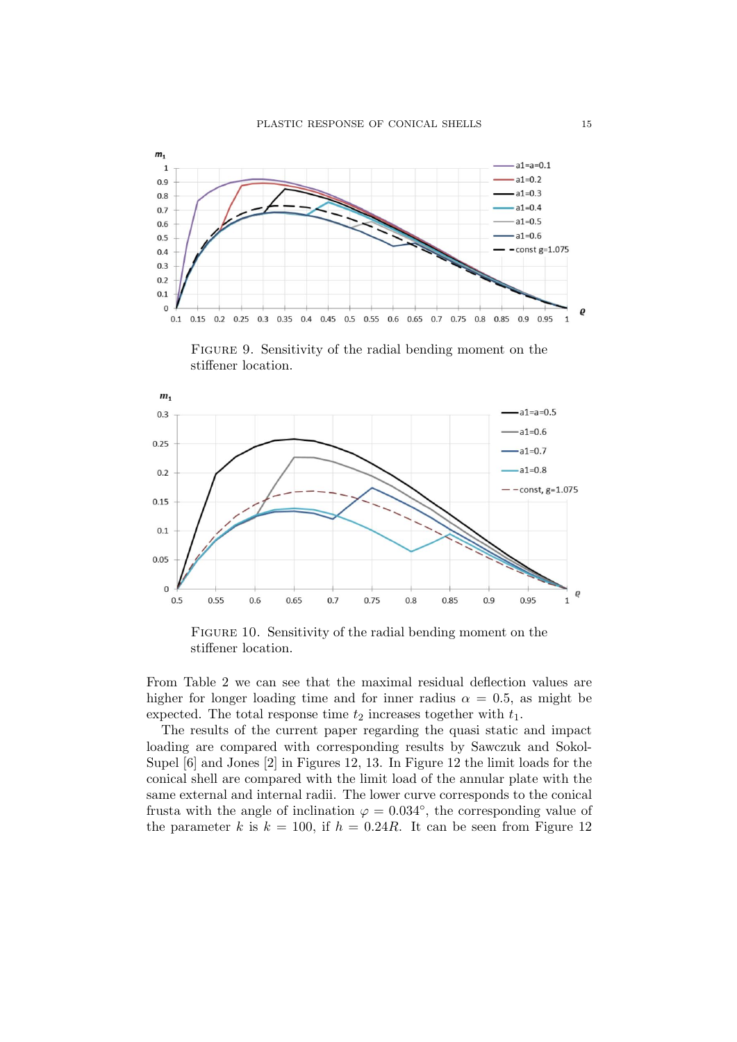FIGURE 9. Sensitivity of the radial bending moment on the stiffener location.

FIGURE 10. Sensitivity of the radial bending moment on the stiffener location.

From Table 2 we can see that the maximal residual deflection values are higher for longer loading time and for inner radius $\alpha = 0.5$, as might be expected. The total response time $t_2$ increases together with $t_1$.

The results of the current paper regarding the quasi static and impact loading are compared with corresponding results by Sawczuk and Sokol-Supel [6] and Jones [2] in Figures 12, 13. In Figure 12 the limit loads for the conical shell are compared with the limit load of the annular plate with the same external and internal radii. The lower curve corresponds to the conical frusta with the angle of inclination $\varphi = 0.034°$, the corresponding value of the parameter $k$ is $k = 100$, if $h = 0.24R$. It can be seen from Figure 12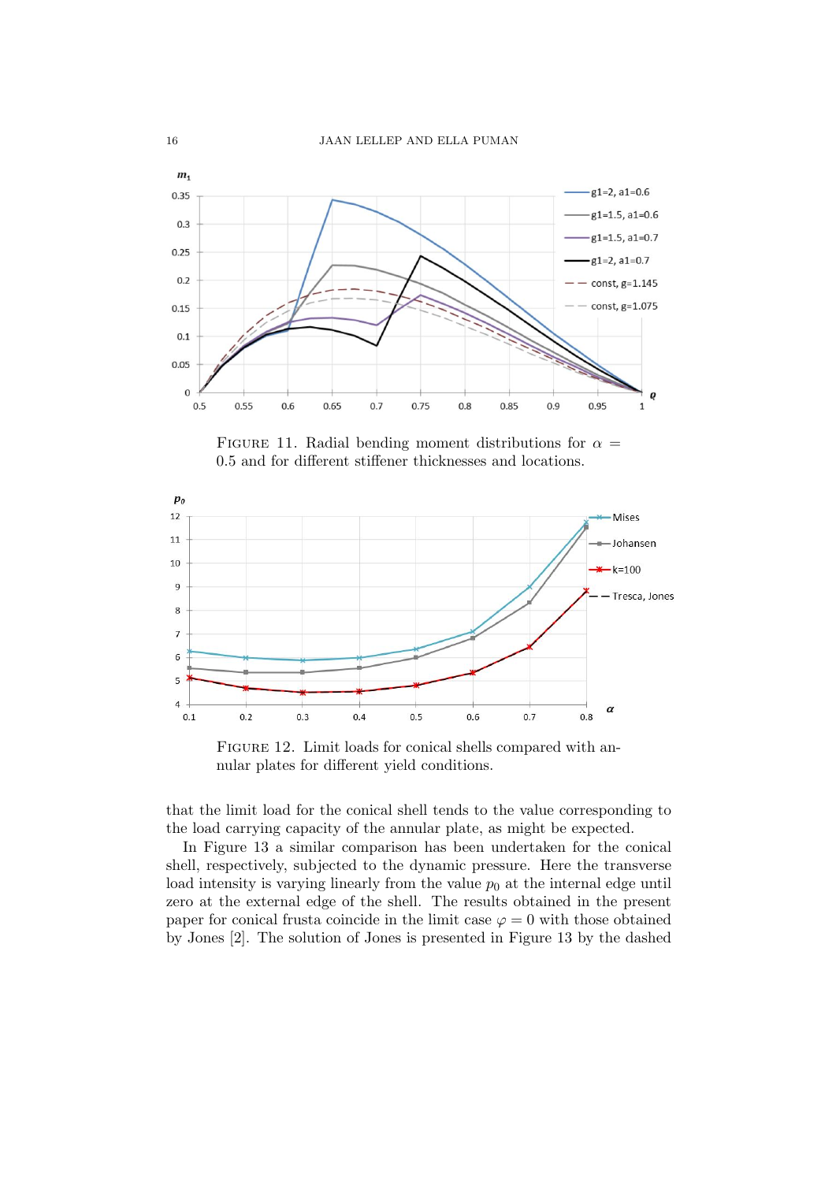FIGURE 11. Radial bending moment distributions for $\alpha = 0.5$ and for different stiffener thicknesses and locations.

FIGURE 12. Limit loads for conical shells compared with annular plates for different yield conditions.

that the limit load for the conical shell tends to the value corresponding to the load carrying capacity of the annular plate, as might be expected.

In Figure 13 a similar comparison has been undertaken for the conical shell, respectively, subjected to the dynamic pressure. Here the transverse load intensity is varying linearly from the value $p_0$ at the internal edge until zero at the external edge of the shell. The results obtained in the present paper for conical frusta coincide in the limit case $\varphi = 0$ with those obtained by Jones [2]. The solution of Jones is presented in Figure 13 by the dashed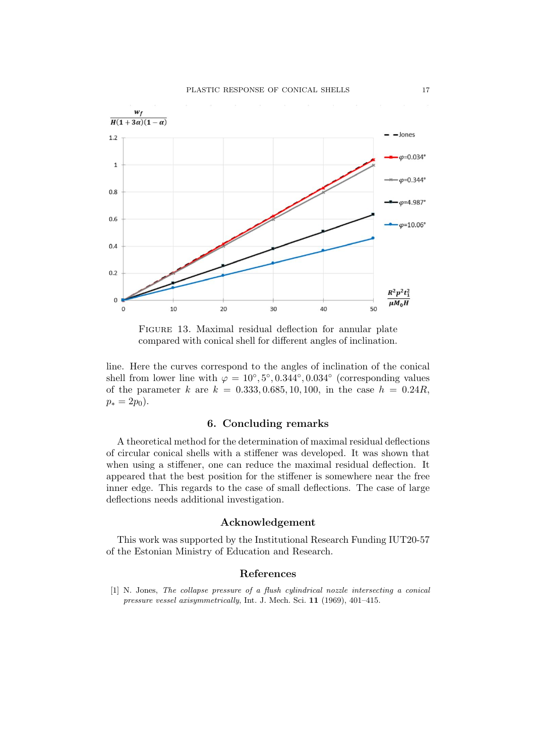FIGURE 13. Maximal residual deflection for annular plate compared with conical shell for different angles of inclination.

line. Here the curves correspond to the angles of inclination of the conical shell from lower line with $\varphi = 10°, 5°, 0.344°, 0.034°$ (corresponding values of the parameter $k$ are $k = 0.333, 0.685, 10, 100$, in the case $h = 0.24R$, $p_* = 2p_0$).

## 6. Concluding remarks

A theoretical method for the determination of maximal residual deflections of circular conical shells with a stiffener was developed. It was shown that when using a stiffener, one can reduce the maximal residual deflection. It appeared that the best position for the stiffener is somewhere near the free inner edge. This regards to the case of small deflections. The case of large deflections needs additional investigation.

## Acknowledgement

This work was supported by the Institutional Research Funding IUT20-57 of the Estonian Ministry of Education and Research.

## References

[1] N. Jones, *The collapse pressure of a flush cylindrical nozzle intersecting a conical pressure vessel axisymmetrically*, Int. J. Mech. Sci. **11** (1969), 401–415.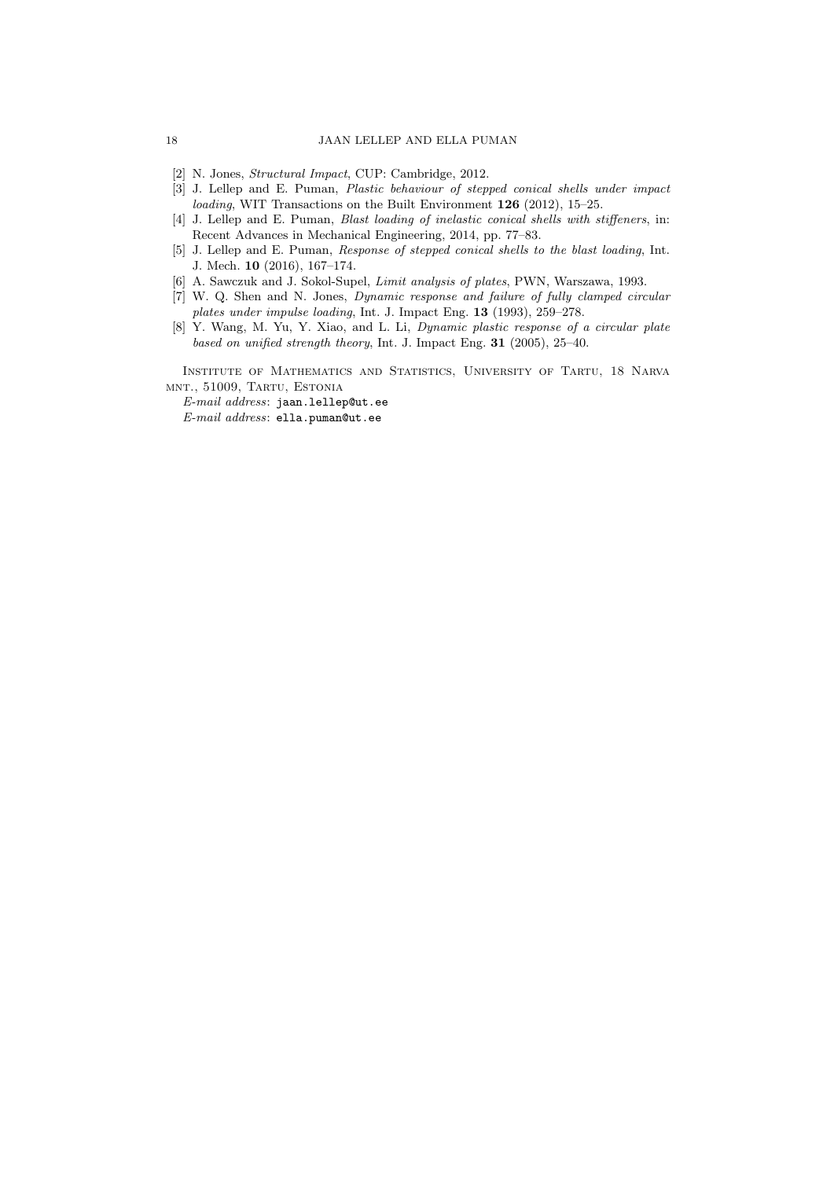[2] N. Jones, *Structural Impact*, CUP: Cambridge, 2012.

[3] J. Lellep and E. Puman, *Plastic behaviour of stepped conical shells under impact loading*, WIT Transactions on the Built Environment **126** (2012), 15–25.

[4] J. Lellep and E. Puman, *Blast loading of inelastic conical shells with stiffeners*, in: Recent Advances in Mechanical Engineering, 2014, pp. 77–83.

[5] J. Lellep and E. Puman, *Response of stepped conical shells to the blast loading*, Int. J. Mech. **10** (2016), 167–174.

[6] A. Sawczuk and J. Sokol-Supel, *Limit analysis of plates*, PWN, Warszawa, 1993.

[7] W. Q. Shen and N. Jones, *Dynamic response and failure of fully clamped circular plates under impulse loading*, Int. J. Impact Eng. **13** (1993), 259–278.

[8] Y. Wang, M. Yu, Y. Xiao, and L. Li, *Dynamic plastic response of a circular plate based on unified strength theory*, Int. J. Impact Eng. **31** (2005), 25–40.

Institute of Mathematics and Statistics, University of Tartu, 18 Narva mnt., 51009, Tartu, Estonia

*E-mail address*: jaan.lellep@ut.ee

*E-mail address*: ella.puman@ut.ee